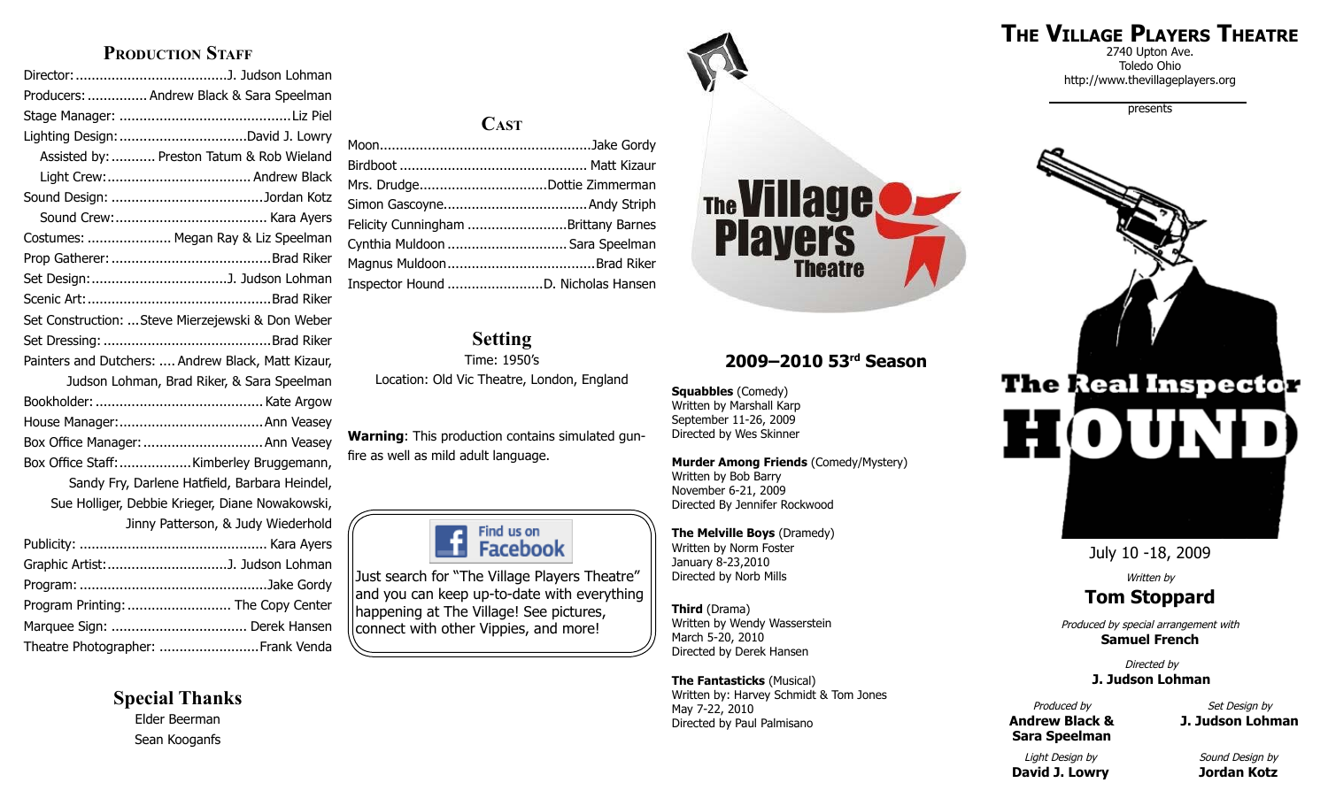## Production Staff

Director: J. Judson Lohman
Producers: Andrew Black & Sara Speelman
Stage Manager: Liz Piel
Lighting Design: David J. Lowry
Assisted by: Preston Tatum & Rob Wieland
Light Crew: Andrew Black
Sound Design: Jordan Kotz
Sound Crew: Kara Ayers
Costumes: Megan Ray & Liz Speelman
Prop Gatherer: Brad Riker
Set Design: J. Judson Lohman
Scenic Art: Brad Riker
Set Construction: Steve Mierzejewski & Don Weber
Set Dressing: Brad Riker
Painters and Dutchers: Andrew Black, Matt Kizaur, Judson Lohman, Brad Riker, & Sara Speelman
Bookholder: Kate Argow
House Manager: Ann Veasey
Box Office Manager: Ann Veasey
Box Office Staff: Kimberley Bruggemann, Sandy Fry, Darlene Hatfield, Barbara Heindel, Sue Holliger, Debbie Krieger, Diane Nowakowski, Jinny Patterson, & Judy Wiederhold
Publicity: Kara Ayers
Graphic Artist: J. Judson Lohman
Program: Jake Gordy
Program Printing: The Copy Center
Marquee Sign: Derek Hansen
Theatre Photographer: Frank Venda

## Special Thanks

Elder Beerman
Sean Kooganfs

## Cast

Moon: Jake Gordy
Birdboot: Matt Kizaur
Mrs. Drudge: Dottie Zimmerman
Simon Gascoyne: Andy Striph
Felicity Cunningham: Brittany Barnes
Cynthia Muldoon: Sara Speelman
Magnus Muldoon: Brad Riker
Inspector Hound: D. Nicholas Hansen

## Setting

Time: 1950's
Location: Old Vic Theatre, London, England

**Warning**: This production contains simulated gunfire as well as mild adult language.

Find us on Facebook

Just search for "The Village Players Theatre" and you can keep up-to-date with everything happening at The Village! See pictures, connect with other Vippies, and more!

The Village Players Theatre

## 2009–2010 53rd Season

**Squabbles** (Comedy)
Written by Marshall Karp
September 11-26, 2009
Directed by Wes Skinner

**Murder Among Friends** (Comedy/Mystery)
Written by Bob Barry
November 6-21, 2009
Directed By Jennifer Rockwood

**The Melville Boys** (Dramedy)
Written by Norm Foster
January 8-23,2010
Directed by Norb Mills

**Third** (Drama)
Written by Wendy Wasserstein
March 5-20, 2010
Directed by Derek Hansen

**The Fantasticks** (Musical)
Written by: Harvey Schmidt & Tom Jones
May 7-22, 2010
Directed by Paul Palmisano

# The Village Players Theatre

2740 Upton Ave.
Toledo Ohio
http://www.thevillageplayers.org

presents

# The Real Inspector HOUND

July 10 -18, 2009

*Written by*
**Tom Stoppard**

*Produced by special arrangement with*
**Samuel French**

*Directed by*
**J. Judson Lohman**

*Produced by*
**Andrew Black & Sara Speelman**

*Set Design by*
**J. Judson Lohman**

*Light Design by*
**David J. Lowry**

*Sound Design by*
**Jordan Kotz**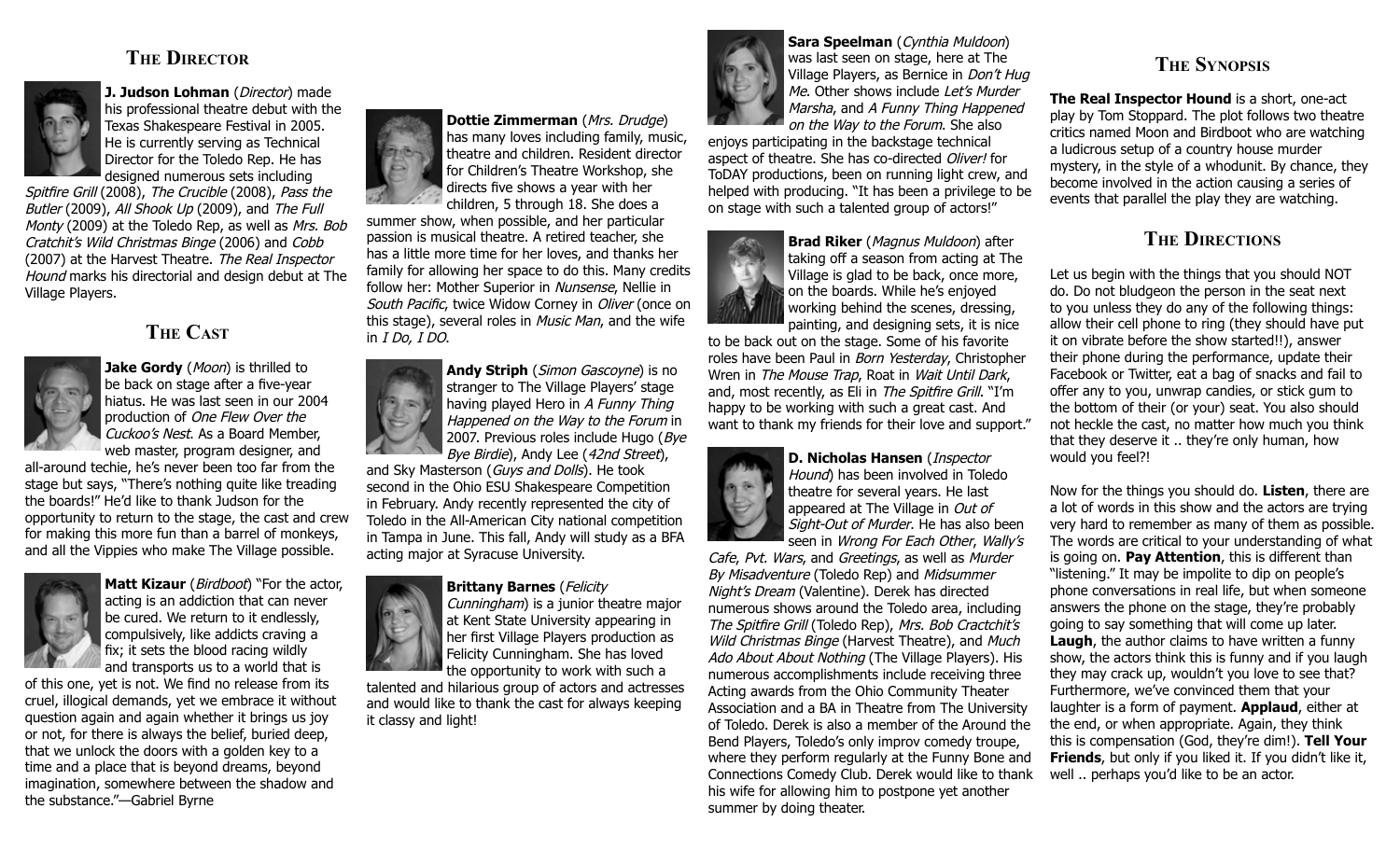## The Director

**J. Judson Lohman** (*Director*) made his professional theatre debut with the Texas Shakespeare Festival in 2005. He is currently serving as Technical Director for the Toledo Rep. He has designed numerous sets including *Spitfire Grill* (2008), *The Crucible* (2008), *Pass the Butler* (2009), *All Shook Up* (2009), and *The Full Monty* (2009) at the Toledo Rep, as well as *Mrs. Bob Cratchit's Wild Christmas Binge* (2006) and *Cobb* (2007) at the Harvest Theatre. *The Real Inspector Hound* marks his directorial and design debut at The Village Players.

## The Cast

**Jake Gordy** (*Moon*) is thrilled to be back on stage after a five-year hiatus. He was last seen in our 2004 production of *One Flew Over the Cuckoo's Nest*. As a Board Member, web master, program designer, and all-around techie, he's never been too far from the stage but says, "There's nothing quite like treading the boards!" He'd like to thank Judson for the opportunity to return to the stage, the cast and crew for making this more fun than a barrel of monkeys, and all the Vippies who make The Village possible.

**Matt Kizaur** (*Birdboot*) "For the actor, acting is an addiction that can never be cured. We return to it endlessly, compulsively, like addicts craving a fix; it sets the blood racing wildly and transports us to a world that is of this one, yet is not. We find no release from its cruel, illogical demands, yet we embrace it without question again and again whether it brings us joy or not, for there is always the belief, buried deep, that we unlock the doors with a golden key to a time and a place that is beyond dreams, beyond imagination, somewhere between the shadow and the substance."—Gabriel Byrne

**Dottie Zimmerman** (*Mrs. Drudge*) has many loves including family, music, theatre and children. Resident director for Children's Theatre Workshop, she directs five shows a year with her children, 5 through 18. She does a summer show, when possible, and her particular passion is musical theatre. A retired teacher, she has a little more time for her loves, and thanks her family for allowing her space to do this. Many credits follow her: Mother Superior in *Nunsense*, Nellie in *South Pacific*, twice Widow Corney in *Oliver* (once on this stage), several roles in *Music Man*, and the wife in *I Do, I DO*.

**Andy Striph** (*Simon Gascoyne*) is no stranger to The Village Players' stage having played Hero in *A Funny Thing Happened on the Way to the Forum* in 2007. Previous roles include Hugo (*Bye Bye Birdie*), Andy Lee (*42nd Street*), and Sky Masterson (*Guys and Dolls*). He took second in the Ohio ESU Shakespeare Competition in February. Andy recently represented the city of Toledo in the All-American City national competition in Tampa in June. This fall, Andy will study as a BFA acting major at Syracuse University.

**Brittany Barnes** (*Felicity Cunningham*) is a junior theatre major at Kent State University appearing in her first Village Players production as Felicity Cunningham. She has loved the opportunity to work with such a talented and hilarious group of actors and actresses and would like to thank the cast for always keeping it classy and light!

**Sara Speelman** (*Cynthia Muldoon*) was last seen on stage, here at The Village Players, as Bernice in *Don't Hug Me*. Other shows include *Let's Murder Marsha*, and *A Funny Thing Happened on the Way to the Forum*. She also enjoys participating in the backstage technical aspect of theatre. She has co-directed *Oliver!* for ToDAY productions, been on running light crew, and helped with producing. "It has been a privilege to be on stage with such a talented group of actors!"

**Brad Riker** (*Magnus Muldoon*) after taking off a season from acting at The Village is glad to be back, once more, on the boards. While he's enjoyed working behind the scenes, dressing, painting, and designing sets, it is nice to be back out on the stage. Some of his favorite roles have been Paul in *Born Yesterday*, Christopher Wren in *The Mouse Trap*, Roat in *Wait Until Dark*, and, most recently, as Eli in *The Spitfire Grill*. "I'm happy to be working with such a great cast. And want to thank my friends for their love and support."

**D. Nicholas Hansen** (*Inspector Hound*) has been involved in Toledo theatre for several years. He last appeared at The Village in *Out of Sight-Out of Murder*. He has also been seen in *Wrong For Each Other*, *Wally's Cafe*, *Pvt. Wars*, and *Greetings*, as well as *Murder By Misadventure* (Toledo Rep) and *Midsummer Night's Dream* (Valentine). Derek has directed numerous shows around the Toledo area, including *The Spitfire Grill* (Toledo Rep), *Mrs. Bob Cractchit's Wild Christmas Binge* (Harvest Theatre), and *Much Ado About Nothing* (The Village Players). His numerous accomplishments include receiving three Acting awards from the Ohio Community Theater Association and a BA in Theatre from The University of Toledo. Derek is also a member of the Around the Bend Players, Toledo's only improv comedy troupe, where they perform regularly at the Funny Bone and Connections Comedy Club. Derek would like to thank his wife for allowing him to postpone yet another summer by doing theater.

## The Synopsis

**The Real Inspector Hound** is a short, one-act play by Tom Stoppard. The plot follows two theatre critics named Moon and Birdboot who are watching a ludicrous setup of a country house murder mystery, in the style of a whodunit. By chance, they become involved in the action causing a series of events that parallel the play they are watching.

## The Directions

Let us begin with the things that you should NOT do. Do not bludgeon the person in the seat next to you unless they do any of the following things: allow their cell phone to ring (they should have put it on vibrate before the show started!!), answer their phone during the performance, update their Facebook or Twitter, eat a bag of snacks and fail to offer any to you, unwrap candies, or stick gum to the bottom of their (or your) seat. You also should not heckle the cast, no matter how much you think that they deserve it .. they're only human, how would you feel?!

Now for the things you should do. **Listen**, there are a lot of words in this show and the actors are trying very hard to remember as many of them as possible. The words are critical to your understanding of what is going on. **Pay Attention**, this is different than "listening." It may be impolite to dip on people's phone conversations in real life, but when someone answers the phone on the stage, they're probably going to say something that will come up later. **Laugh**, the author claims to have written a funny show, the actors think this is funny and if you laugh they may crack up, wouldn't you love to see that? Furthermore, we've convinced them that your laughter is a form of payment. **Applaud**, either at the end, or when appropriate. Again, they think this is compensation (God, they're dim!). **Tell Your Friends**, but only if you liked it. If you didn't like it, well .. perhaps you'd like to be an actor.